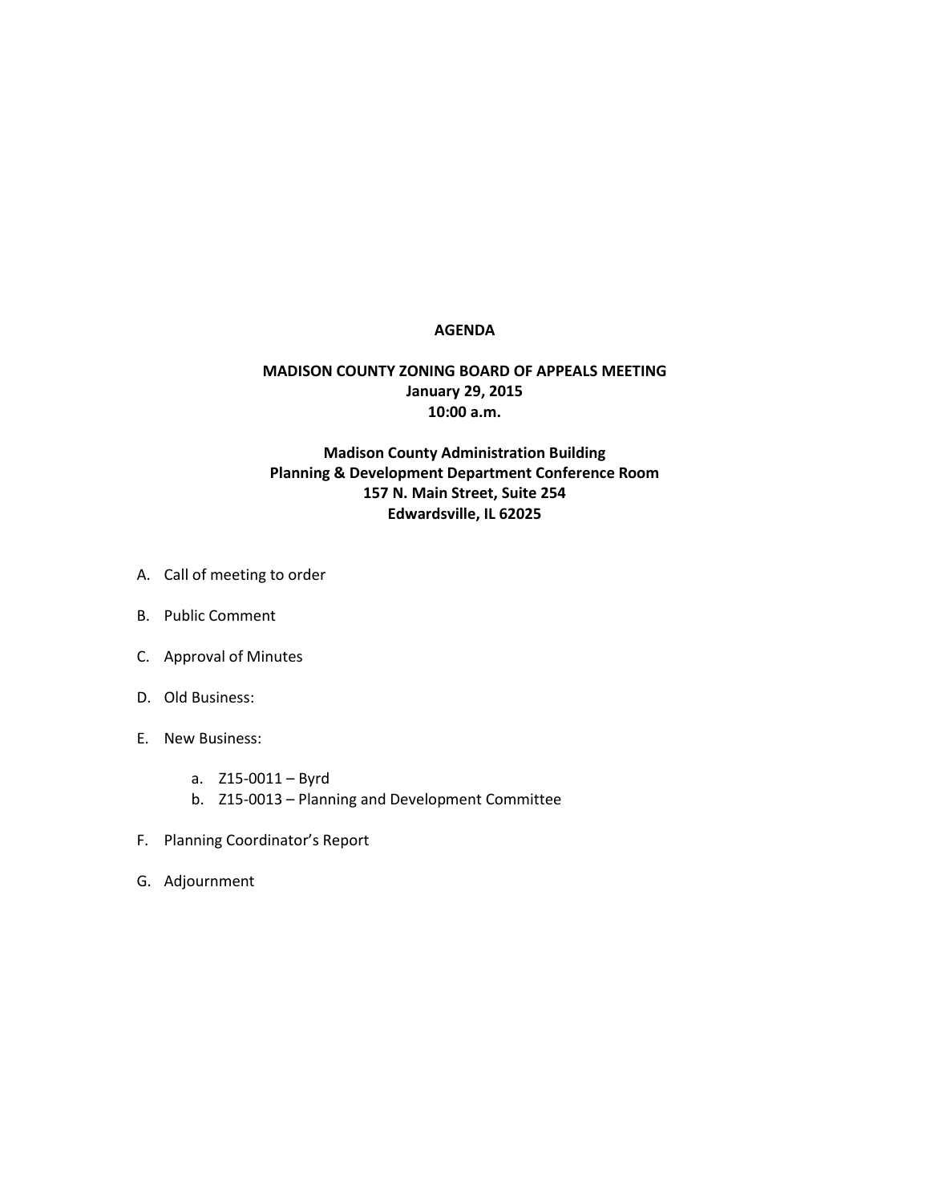# AGENDA

## MADISON COUNTY ZONING BOARD OF APPEALS MEETING
**January 29, 2015**
**10:00 a.m.**

**Madison County Administration Building**
**Planning & Development Department Conference Room**
**157 N. Main Street, Suite 254**
**Edwardsville, IL 62025**

A. Call of meeting to order

B. Public Comment

C. Approval of Minutes

D. Old Business:

E. New Business:

   a. Z15-0011 – Byrd
   b. Z15-0013 – Planning and Development Committee

F. Planning Coordinator's Report

G. Adjournment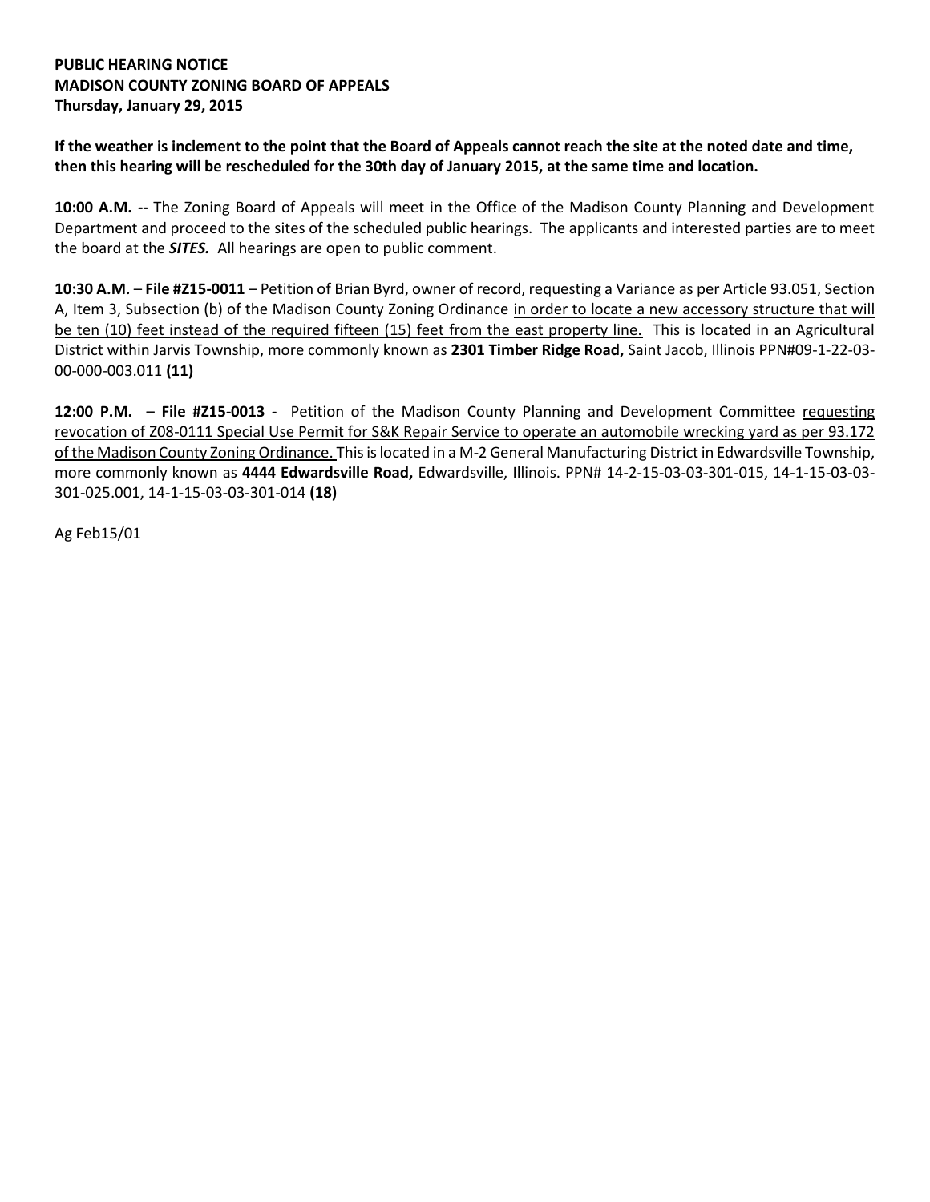**PUBLIC HEARING NOTICE**
**MADISON COUNTY ZONING BOARD OF APPEALS**
**Thursday, January 29, 2015**

**If the weather is inclement to the point that the Board of Appeals cannot reach the site at the noted date and time, then this hearing will be rescheduled for the 30th day of January 2015, at the same time and location.**

**10:00 A.M. --** The Zoning Board of Appeals will meet in the Office of the Madison County Planning and Development Department and proceed to the sites of the scheduled public hearings. The applicants and interested parties are to meet the board at the ***SITES.*** All hearings are open to public comment.

**10:30 A.M.** – **File #Z15-0011** – Petition of Brian Byrd, owner of record, requesting a Variance as per Article 93.051, Section A, Item 3, Subsection (b) of the Madison County Zoning Ordinance in order to locate a new accessory structure that will be ten (10) feet instead of the required fifteen (15) feet from the east property line. This is located in an Agricultural District within Jarvis Township, more commonly known as **2301 Timber Ridge Road,** Saint Jacob, Illinois PPN#09-1-22-03-00-000-003.011 **(11)**

**12:00 P.M.** – **File #Z15-0013 -** Petition of the Madison County Planning and Development Committee requesting revocation of Z08-0111 Special Use Permit for S&K Repair Service to operate an automobile wrecking yard as per 93.172 of the Madison County Zoning Ordinance. This is located in a M-2 General Manufacturing District in Edwardsville Township, more commonly known as **4444 Edwardsville Road,** Edwardsville, Illinois. PPN# 14-2-15-03-03-301-015, 14-1-15-03-03-301-025.001, 14-1-15-03-03-301-014 **(18)**

Ag Feb15/01